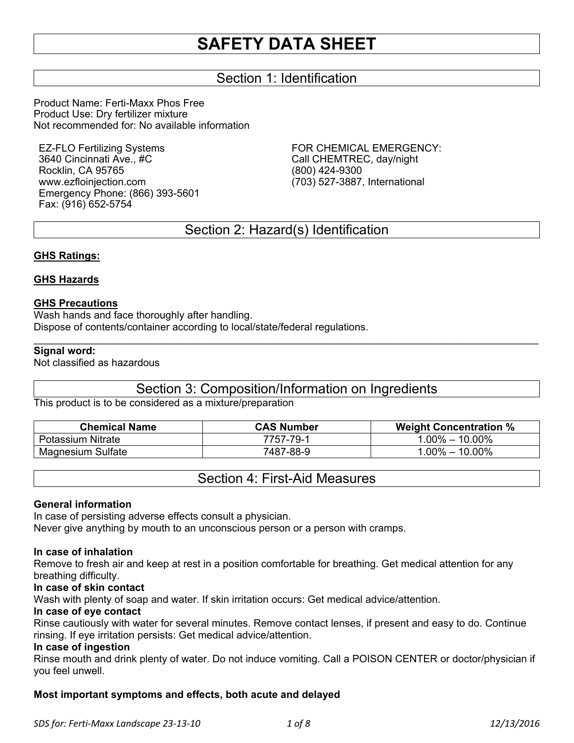# SAFETY DATA SHEET

## Section 1: Identification

Product Name: Ferti-Maxx Phos Free
Product Use: Dry fertilizer mixture
Not recommended for: No available information

EZ-FLO Fertilizing Systems
3640 Cincinnati Ave., #C
Rocklin, CA 95765
www.ezfloinjection.com
Emergency Phone: (866) 393-5601
Fax: (916) 652-5754

FOR CHEMICAL EMERGENCY:
Call CHEMTREC, day/night
(800) 424-9300
(703) 527-3887, International

## Section 2: Hazard(s) Identification

**GHS Ratings:**

**GHS Hazards**

**GHS Precautions**
Wash hands and face thoroughly after handling.
Dispose of contents/container according to local/state/federal regulations.

---

**Signal word:**
Not classified as hazardous

## Section 3: Composition/Information on Ingredients

This product is to be considered as a mixture/preparation

| Chemical Name | CAS Number | Weight Concentration % |
|---|---|---|
| Potassium Nitrate | 7757-79-1 | 1.00% – 10.00% |
| Magnesium Sulfate | 7487-88-9 | 1.00% – 10.00% |

## Section 4: First-Aid Measures

**General information**
In case of persisting adverse effects consult a physician.
Never give anything by mouth to an unconscious person or a person with cramps.

**In case of inhalation**
Remove to fresh air and keep at rest in a position comfortable for breathing. Get medical attention for any breathing difficulty.

**In case of skin contact**
Wash with plenty of soap and water. If skin irritation occurs: Get medical advice/attention.

**In case of eye contact**
Rinse cautiously with water for several minutes. Remove contact lenses, if present and easy to do. Continue rinsing. If eye irritation persists: Get medical advice/attention.

**In case of ingestion**
Rinse mouth and drink plenty of water. Do not induce vomiting. Call a POISON CENTER or doctor/physician if you feel unwell.

**Most important symptoms and effects, both acute and delayed**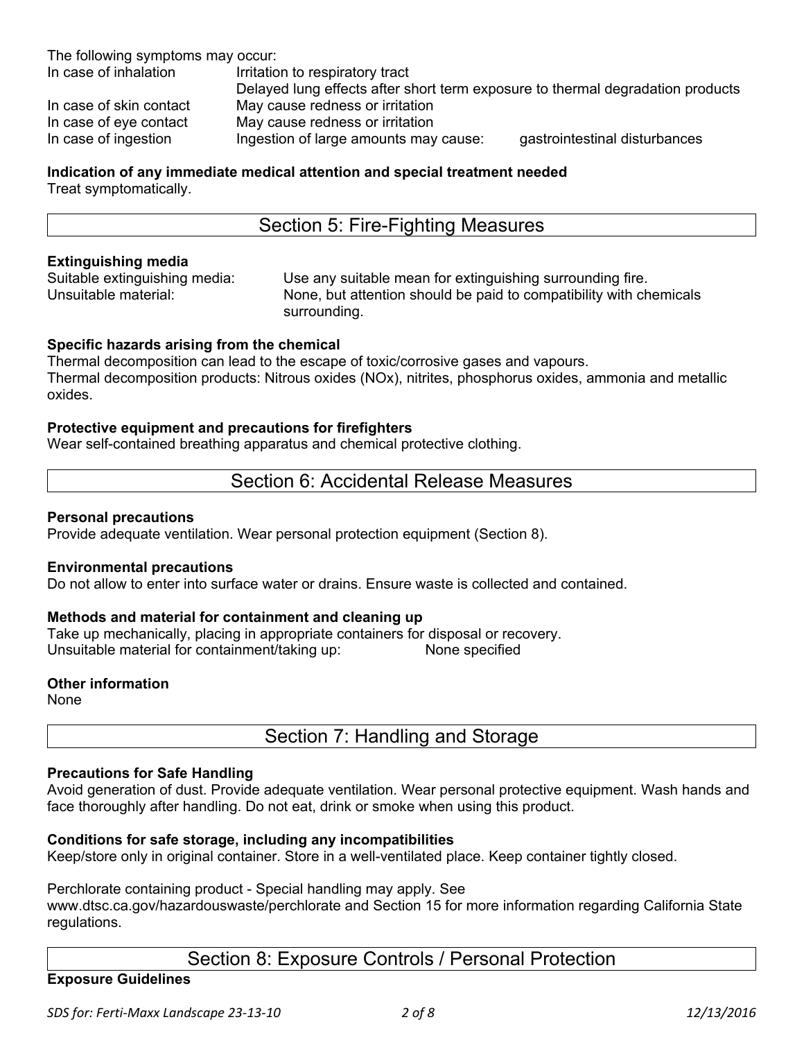The following symptoms may occur:

| | | |
|---|---|---|
| In case of inhalation | Irritation to respiratory tract<br>Delayed lung effects after short term exposure to thermal degradation products | |
| In case of skin contact | May cause redness or irritation | |
| In case of eye contact | May cause redness or irritation | |
| In case of ingestion | Ingestion of large amounts may cause: | gastrointestinal disturbances |

**Indication of any immediate medical attention and special treatment needed**
Treat symptomatically.

## Section 5: Fire-Fighting Measures

**Extinguishing media**

| | |
|---|---|
| Suitable extinguishing media: | Use any suitable mean for extinguishing surrounding fire. |
| Unsuitable material: | None, but attention should be paid to compatibility with chemicals surrounding. |

**Specific hazards arising from the chemical**
Thermal decomposition can lead to the escape of toxic/corrosive gases and vapours.
Thermal decomposition products: Nitrous oxides ($NO_x$), nitrites, phosphorus oxides, ammonia and metallic oxides.

**Protective equipment and precautions for firefighters**
Wear self-contained breathing apparatus and chemical protective clothing.

## Section 6: Accidental Release Measures

**Personal precautions**
Provide adequate ventilation. Wear personal protection equipment (Section 8).

**Environmental precautions**
Do not allow to enter into surface water or drains. Ensure waste is collected and contained.

**Methods and material for containment and cleaning up**
Take up mechanically, placing in appropriate containers for disposal or recovery.
Unsuitable material for containment/taking up: None specified

**Other information**
None

## Section 7: Handling and Storage

**Precautions for Safe Handling**
Avoid generation of dust. Provide adequate ventilation. Wear personal protective equipment. Wash hands and face thoroughly after handling. Do not eat, drink or smoke when using this product.

**Conditions for safe storage, including any incompatibilities**
Keep/store only in original container. Store in a well-ventilated place. Keep container tightly closed.

Perchlorate containing product - Special handling may apply. See www.dtsc.ca.gov/hazardouswaste/perchlorate and Section 15 for more information regarding California State regulations.

## Section 8: Exposure Controls / Personal Protection

**Exposure Guidelines**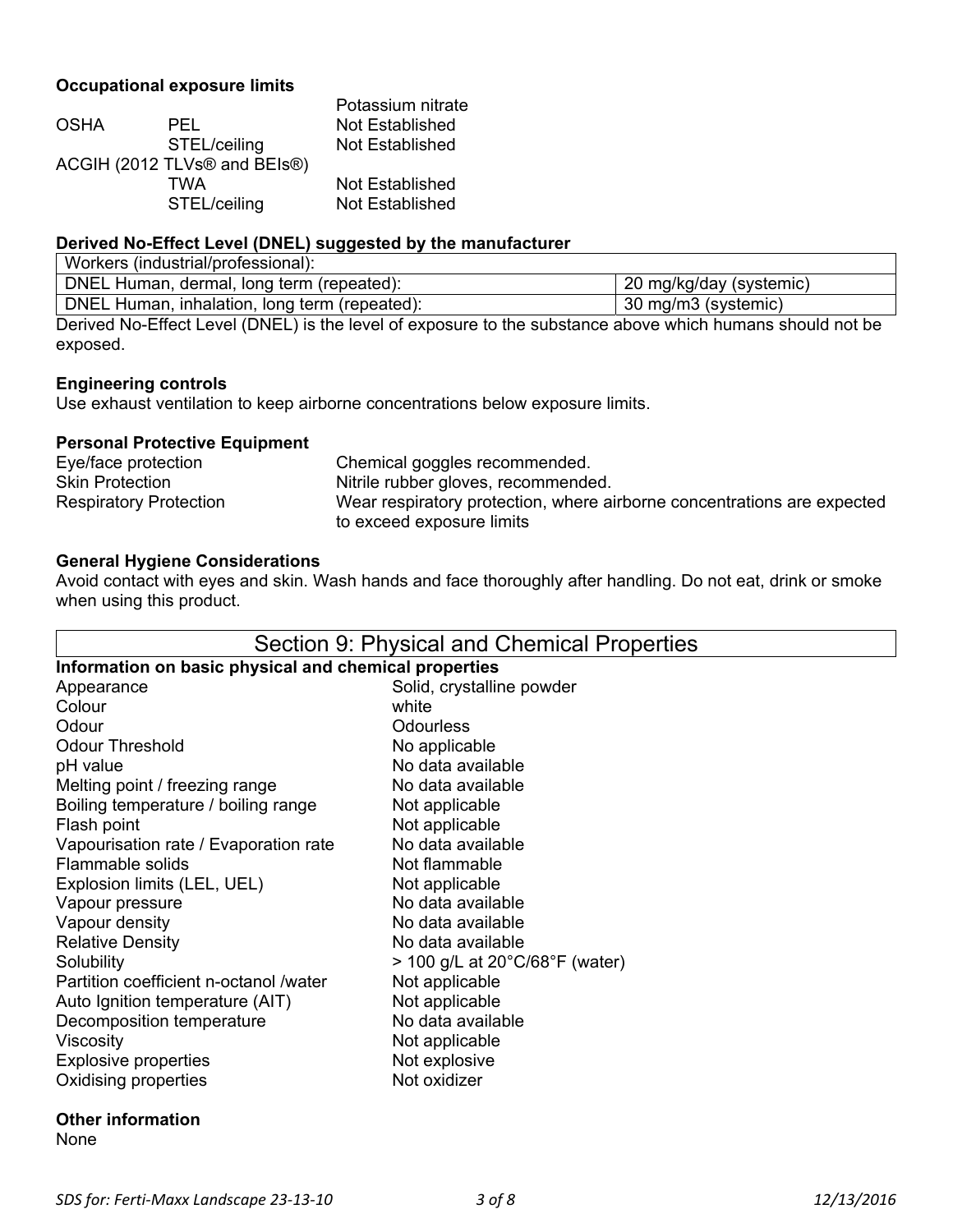**Occupational exposure limits**

| | | Potassium nitrate |
|---|---|---|
| OSHA | PEL | Not Established |
| | STEL/ceiling | Not Established |
| ACGIH (2012 TLVs® and BEIs®) | | |
| | TWA | Not Established |
| | STEL/ceiling | Not Established |

**Derived No-Effect Level (DNEL) suggested by the manufacturer**

| Workers (industrial/professional): | |
|---|---|
| DNEL Human, dermal, long term (repeated): | 20 mg/kg/day (systemic) |
| DNEL Human, inhalation, long term (repeated): | 30 mg/m3 (systemic) |

Derived No-Effect Level (DNEL) is the level of exposure to the substance above which humans should not be exposed.

**Engineering controls**

Use exhaust ventilation to keep airborne concentrations below exposure limits.

**Personal Protective Equipment**

| | |
|---|---|
| Eye/face protection | Chemical goggles recommended. |
| Skin Protection | Nitrile rubber gloves, recommended. |
| Respiratory Protection | Wear respiratory protection, where airborne concentrations are expected to exceed exposure limits |

**General Hygiene Considerations**

Avoid contact with eyes and skin. Wash hands and face thoroughly after handling. Do not eat, drink or smoke when using this product.

## Section 9: Physical and Chemical Properties

**Information on basic physical and chemical properties**

| | |
|---|---|
| Appearance | Solid, crystalline powder |
| Colour | white |
| Odour | Odourless |
| Odour Threshold | No applicable |
| pH value | No data available |
| Melting point / freezing range | No data available |
| Boiling temperature / boiling range | Not applicable |
| Flash point | Not applicable |
| Vapourisation rate / Evaporation rate | No data available |
| Flammable solids | Not flammable |
| Explosion limits (LEL, UEL) | Not applicable |
| Vapour pressure | No data available |
| Vapour density | No data available |
| Relative Density | No data available |
| Solubility | > 100 g/L at 20°C/68°F (water) |
| Partition coefficient n-octanol /water | Not applicable |
| Auto Ignition temperature (AIT) | Not applicable |
| Decomposition temperature | No data available |
| Viscosity | Not applicable |
| Explosive properties | Not explosive |
| Oxidising properties | Not oxidizer |

**Other information**

None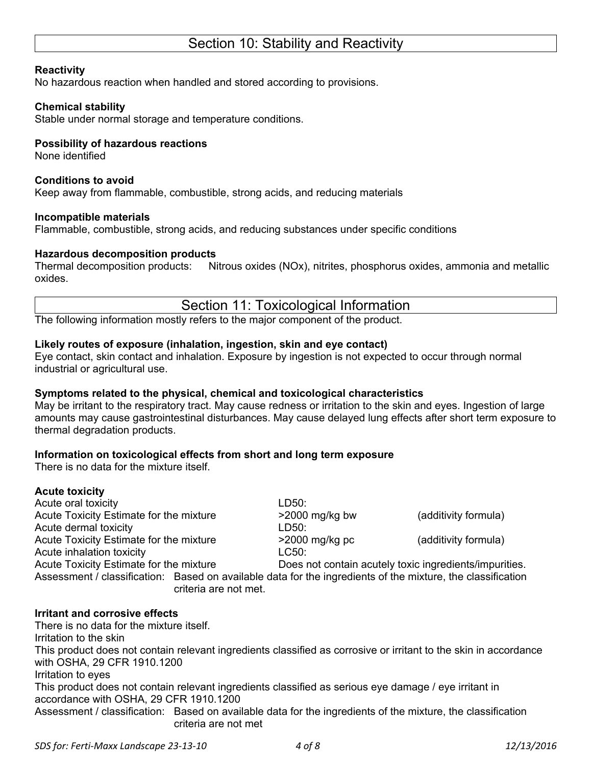## Section 10: Stability and Reactivity

**Reactivity**
No hazardous reaction when handled and stored according to provisions.

**Chemical stability**
Stable under normal storage and temperature conditions.

**Possibility of hazardous reactions**
None identified

**Conditions to avoid**
Keep away from flammable, combustible, strong acids, and reducing materials

**Incompatible materials**
Flammable, combustible, strong acids, and reducing substances under specific conditions

**Hazardous decomposition products**
Thermal decomposition products: Nitrous oxides (NOx), nitrites, phosphorus oxides, ammonia and metallic oxides.

## Section 11: Toxicological Information

The following information mostly refers to the major component of the product.

**Likely routes of exposure (inhalation, ingestion, skin and eye contact)**
Eye contact, skin contact and inhalation. Exposure by ingestion is not expected to occur through normal industrial or agricultural use.

**Symptoms related to the physical, chemical and toxicological characteristics**
May be irritant to the respiratory tract. May cause redness or irritation to the skin and eyes. Ingestion of large amounts may cause gastrointestinal disturbances. May cause delayed lung effects after short term exposure to thermal degradation products.

**Information on toxicological effects from short and long term exposure**
There is no data for the mixture itself.

**Acute toxicity**

| | | |
|---|---|---|
| Acute oral toxicity | LD50: | |
| Acute Toxicity Estimate for the mixture | >2000 mg/kg bw | (additivity formula) |
| Acute dermal toxicity | LD50: | |
| Acute Toxicity Estimate for the mixture | >2000 mg/kg pc | (additivity formula) |
| Acute inhalation toxicity | LC50: | |
| Acute Toxicity Estimate for the mixture | Does not contain acutely toxic ingredients/impurities. | |

Assessment / classification: Based on available data for the ingredients of the mixture, the classification criteria are not met.

**Irritant and corrosive effects**
There is no data for the mixture itself.
Irritation to the skin
This product does not contain relevant ingredients classified as corrosive or irritant to the skin in accordance with OSHA, 29 CFR 1910.1200
Irritation to eyes
This product does not contain relevant ingredients classified as serious eye damage / eye irritant in accordance with OSHA, 29 CFR 1910.1200
Assessment / classification: Based on available data for the ingredients of the mixture, the classification criteria are not met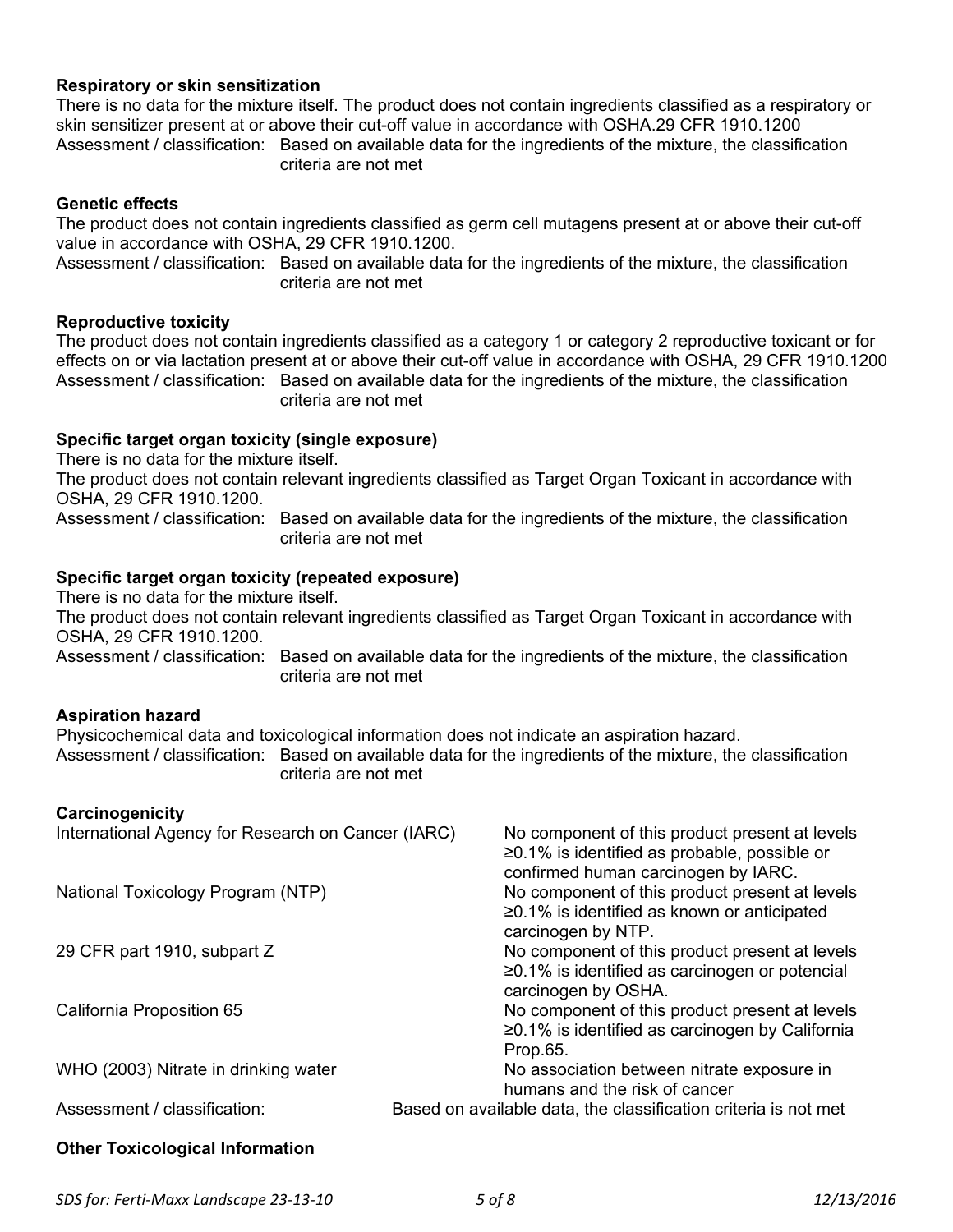**Respiratory or skin sensitization**

There is no data for the mixture itself. The product does not contain ingredients classified as a respiratory or skin sensitizer present at or above their cut-off value in accordance with OSHA.29 CFR 1910.1200

Assessment / classification: Based on available data for the ingredients of the mixture, the classification criteria are not met

**Genetic effects**

The product does not contain ingredients classified as germ cell mutagens present at or above their cut-off value in accordance with OSHA, 29 CFR 1910.1200.

Assessment / classification: Based on available data for the ingredients of the mixture, the classification criteria are not met

**Reproductive toxicity**

The product does not contain ingredients classified as a category 1 or category 2 reproductive toxicant or for effects on or via lactation present at or above their cut-off value in accordance with OSHA, 29 CFR 1910.1200

Assessment / classification: Based on available data for the ingredients of the mixture, the classification criteria are not met

**Specific target organ toxicity (single exposure)**

There is no data for the mixture itself.

The product does not contain relevant ingredients classified as Target Organ Toxicant in accordance with OSHA, 29 CFR 1910.1200.

Assessment / classification: Based on available data for the ingredients of the mixture, the classification criteria are not met

**Specific target organ toxicity (repeated exposure)**

There is no data for the mixture itself.

The product does not contain relevant ingredients classified as Target Organ Toxicant in accordance with OSHA, 29 CFR 1910.1200.

Assessment / classification: Based on available data for the ingredients of the mixture, the classification criteria are not met

**Aspiration hazard**

Physicochemical data and toxicological information does not indicate an aspiration hazard.

Assessment / classification: Based on available data for the ingredients of the mixture, the classification criteria are not met

**Carcinogenicity**

| | |
|---|---|
| International Agency for Research on Cancer (IARC) | No component of this product present at levels ≥0.1% is identified as probable, possible or confirmed human carcinogen by IARC. |
| National Toxicology Program (NTP) | No component of this product present at levels ≥0.1% is identified as known or anticipated carcinogen by NTP. |
| 29 CFR part 1910, subpart Z | No component of this product present at levels ≥0.1% is identified as carcinogen or potencial carcinogen by OSHA. |
| California Proposition 65 | No component of this product present at levels ≥0.1% is identified as carcinogen by California Prop.65. |
| WHO (2003) Nitrate in drinking water | No association between nitrate exposure in humans and the risk of cancer |
| Assessment / classification: | Based on available data, the classification criteria is not met |

**Other Toxicological Information**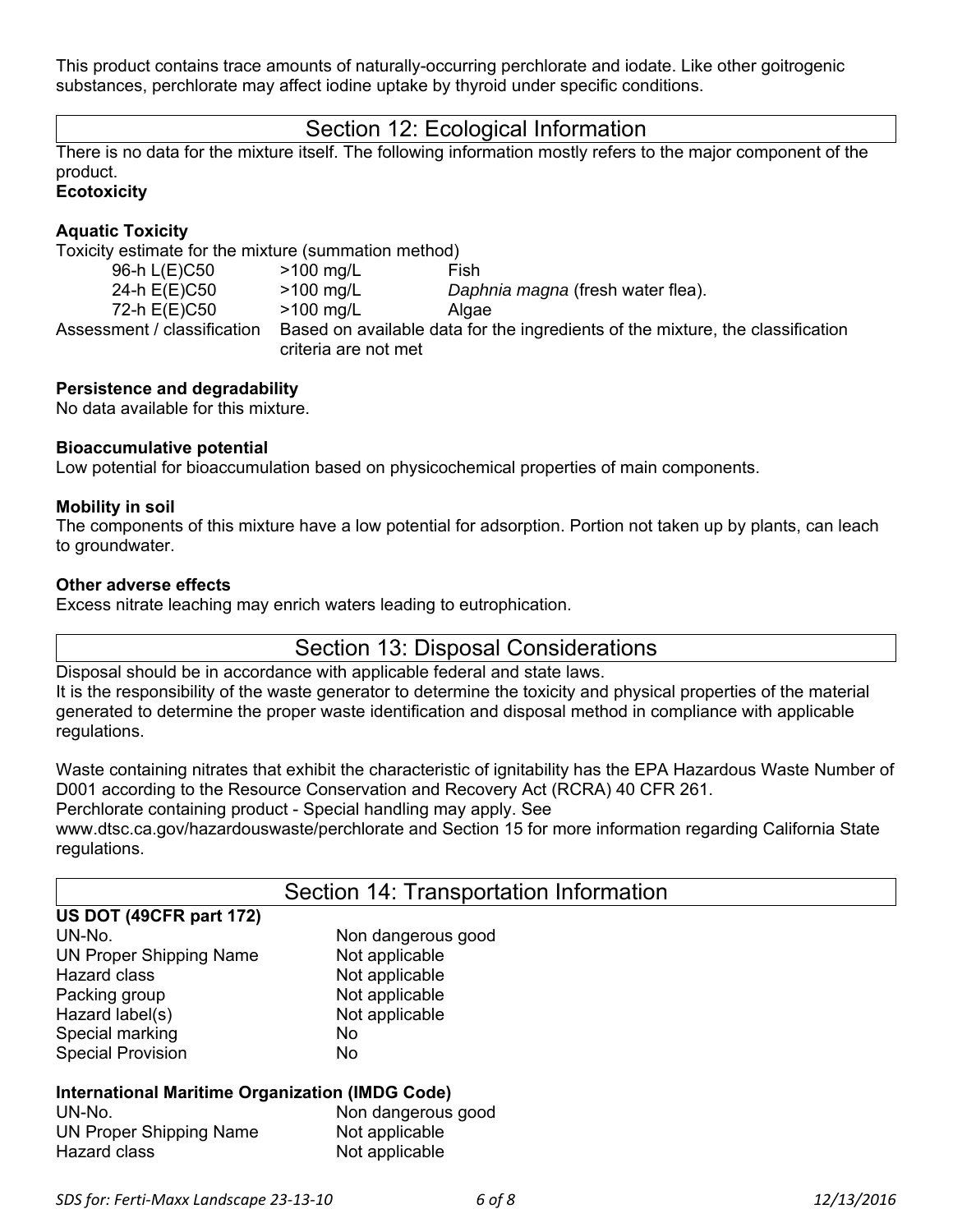This product contains trace amounts of naturally-occurring perchlorate and iodate. Like other goitrogenic substances, perchlorate may affect iodine uptake by thyroid under specific conditions.

## Section 12: Ecological Information

There is no data for the mixture itself. The following information mostly refers to the major component of the product.

**Ecotoxicity**

**Aquatic Toxicity**

Toxicity estimate for the mixture (summation method)

| | | |
|---|---|---|
| 96-h L(E)C50 | >100 mg/L | Fish |
| 24-h E(E)C50 | >100 mg/L | *Daphnia magna* (fresh water flea). |
| 72-h E(E)C50 | >100 mg/L | Algae |

Assessment / classification: Based on available data for the ingredients of the mixture, the classification criteria are not met

**Persistence and degradability**

No data available for this mixture.

**Bioaccumulative potential**

Low potential for bioaccumulation based on physicochemical properties of main components.

**Mobility in soil**

The components of this mixture have a low potential for adsorption. Portion not taken up by plants, can leach to groundwater.

**Other adverse effects**

Excess nitrate leaching may enrich waters leading to eutrophication.

## Section 13: Disposal Considerations

Disposal should be in accordance with applicable federal and state laws.
It is the responsibility of the waste generator to determine the toxicity and physical properties of the material generated to determine the proper waste identification and disposal method in compliance with applicable regulations.

Waste containing nitrates that exhibit the characteristic of ignitability has the EPA Hazardous Waste Number of D001 according to the Resource Conservation and Recovery Act (RCRA) 40 CFR 261.
Perchlorate containing product - Special handling may apply. See www.dtsc.ca.gov/hazardouswaste/perchlorate and Section 15 for more information regarding California State regulations.

## Section 14: Transportation Information

**US DOT (49CFR part 172)**

| | |
|---|---|
| UN-No. | Non dangerous good |
| UN Proper Shipping Name | Not applicable |
| Hazard class | Not applicable |
| Packing group | Not applicable |
| Hazard label(s) | Not applicable |
| Special marking | No |
| Special Provision | No |

**International Maritime Organization (IMDG Code)**

| | |
|---|---|
| UN-No. | Non dangerous good |
| UN Proper Shipping Name | Not applicable |
| Hazard class | Not applicable |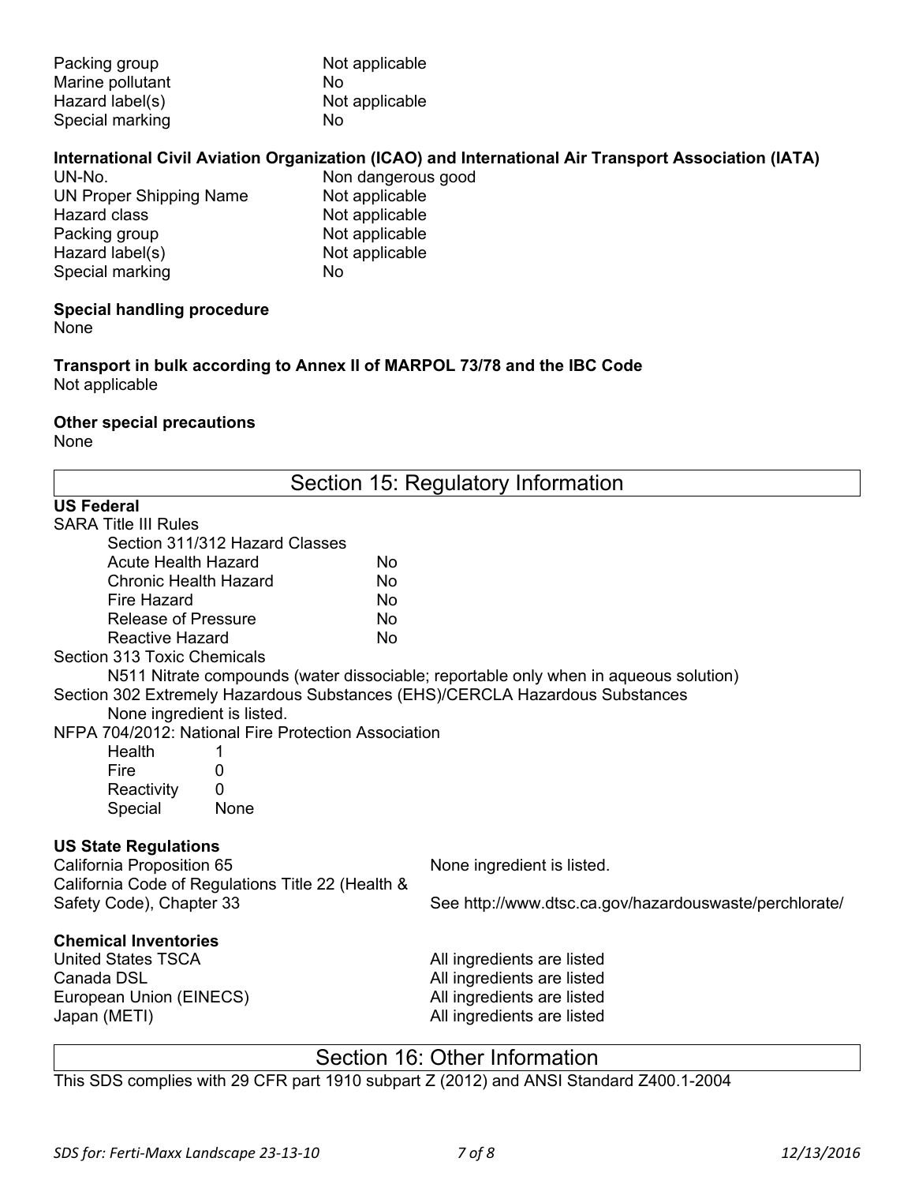| | |
|---|---|
| Packing group | Not applicable |
| Marine pollutant | No |
| Hazard label(s) | Not applicable |
| Special marking | No |

**International Civil Aviation Organization (ICAO) and International Air Transport Association (IATA)**

| | |
|---|---|
| UN-No. | Non dangerous good |
| UN Proper Shipping Name | Not applicable |
| Hazard class | Not applicable |
| Packing group | Not applicable |
| Hazard label(s) | Not applicable |
| Special marking | No |

**Special handling procedure**
None

**Transport in bulk according to Annex II of MARPOL 73/78 and the IBC Code**
Not applicable

**Other special precautions**
None

## Section 15: Regulatory Information

**US Federal**

SARA Title III Rules

Section 311/312 Hazard Classes

| | |
|---|---|
| Acute Health Hazard | No |
| Chronic Health Hazard | No |
| Fire Hazard | No |
| Release of Pressure | No |
| Reactive Hazard | No |

Section 313 Toxic Chemicals

N511 Nitrate compounds (water dissociable; reportable only when in aqueous solution)

Section 302 Extremely Hazardous Substances (EHS)/CERCLA Hazardous Substances

None ingredient is listed.

NFPA 704/2012: National Fire Protection Association

| | |
|---|---|
| Health | 1 |
| Fire | 0 |
| Reactivity | 0 |
| Special | None |

**US State Regulations**

| | |
|---|---|
| California Proposition 65 | None ingredient is listed. |
| California Code of Regulations Title 22 (Health & Safety Code), Chapter 33 | See http://www.dtsc.ca.gov/hazardouswaste/perchlorate/ |

**Chemical Inventories**

| | |
|---|---|
| United States TSCA | All ingredients are listed |
| Canada DSL | All ingredients are listed |
| European Union (EINECS) | All ingredients are listed |
| Japan (METI) | All ingredients are listed |

## Section 16: Other Information

This SDS complies with 29 CFR part 1910 subpart Z (2012) and ANSI Standard Z400.1-2004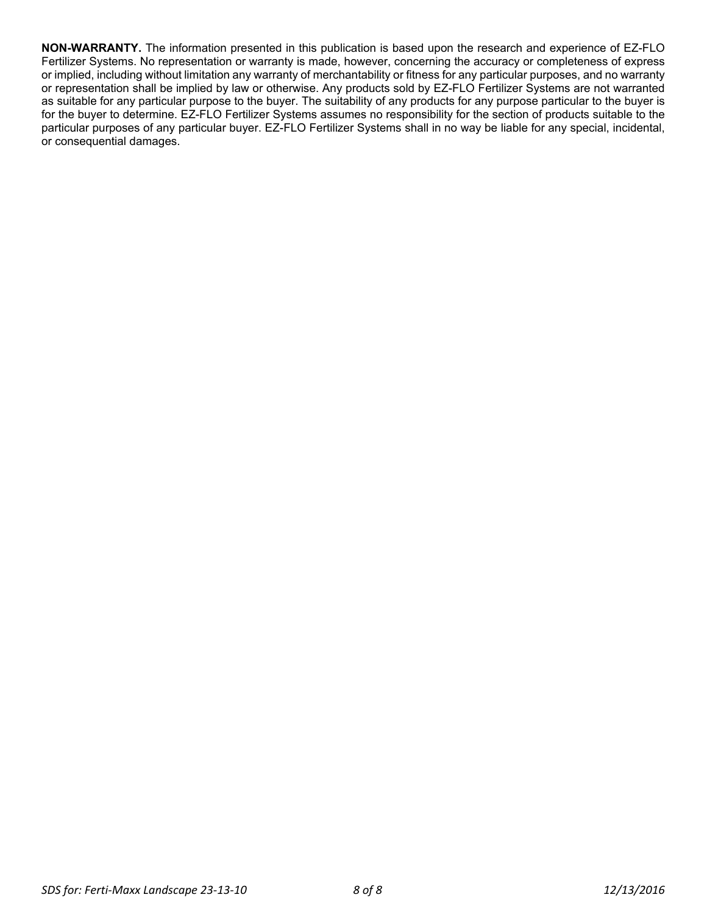**NON-WARRANTY.** The information presented in this publication is based upon the research and experience of EZ-FLO Fertilizer Systems. No representation or warranty is made, however, concerning the accuracy or completeness of express or implied, including without limitation any warranty of merchantability or fitness for any particular purposes, and no warranty or representation shall be implied by law or otherwise. Any products sold by EZ-FLO Fertilizer Systems are not warranted as suitable for any particular purpose to the buyer. The suitability of any products for any purpose particular to the buyer is for the buyer to determine. EZ-FLO Fertilizer Systems assumes no responsibility for the section of products suitable to the particular purposes of any particular buyer. EZ-FLO Fertilizer Systems shall in no way be liable for any special, incidental, or consequential damages.